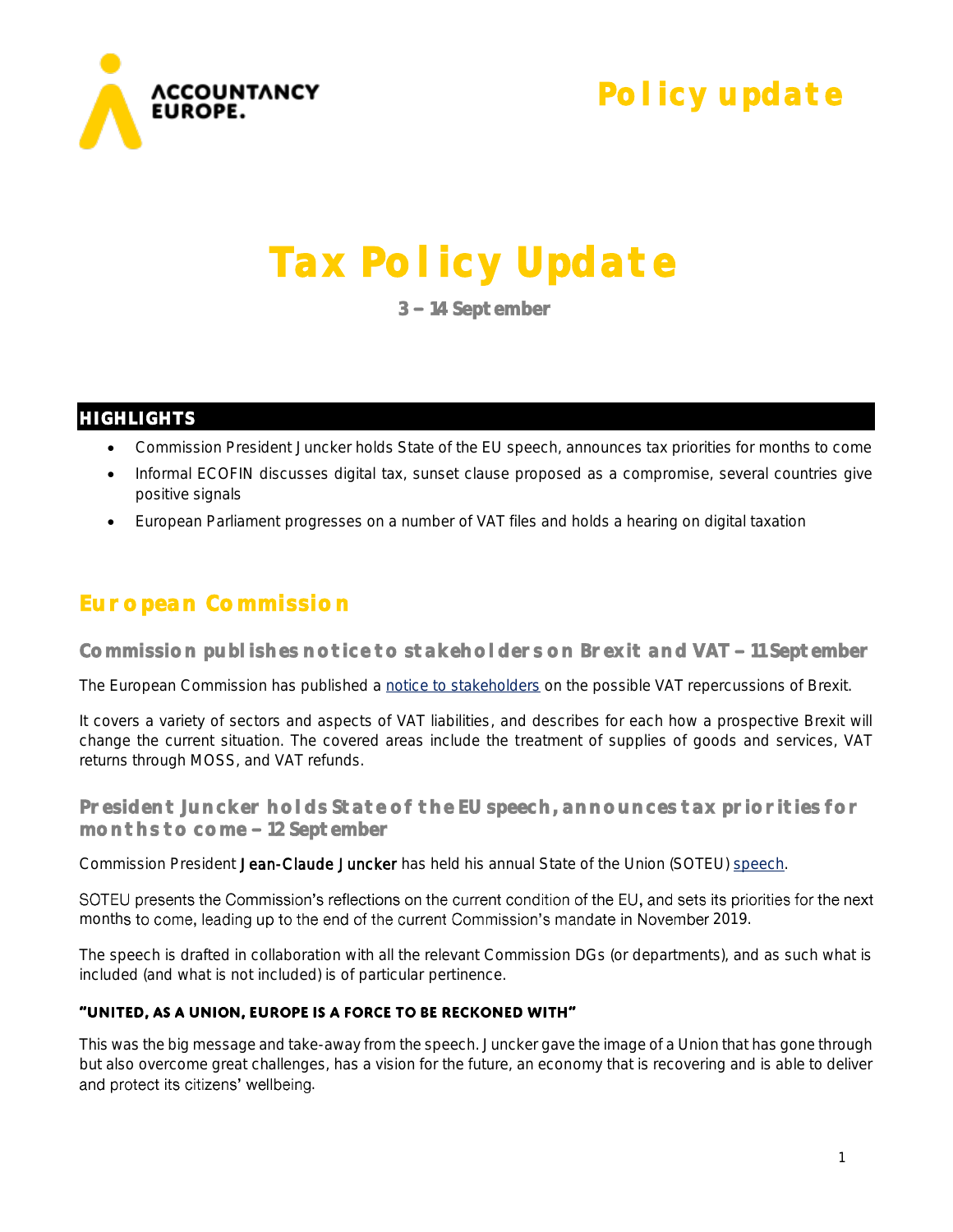Policy update

# Tax Policy Update

**3 – 14 September**

## HIGHLIGHTS

- Commission President Juncker holds State of the EU speech, announces tax priorities for months to come
- Informal ECOFIN discusses digital tax, sunset clause proposed as a compromise, several countries give positive signals
- European Parliament progresses on a number of VAT files and holds a hearing on digital taxation

## European Commission

### Commission publishes notice to stakeholders on Brexit and VAT – 11 September

The European Commission has published a notice to stakeholders on the possible VAT repercussions of Brexit.

It covers a variety of sectors and aspects of VAT liabilities, and describes for each how a prospective Brexit will change the current situation. The covered areas include the treatment of supplies of goods and services, VAT returns through MOSS, and VAT refunds.

### President Juncker holds State of the EU speech, announces tax priorities for months to come – 12 September

Commission President **Jean-Claude Juncker** has held his annual State of the Union (SOTEU) speech.

SOTEU presents the Commission's reflections on the current condition of the EU, and sets its priorities for the next months to come, leading up to the end of the current Commission's mandate in November 2019.

The speech is drafted in collaboration with all the relevant Commission DGs (or departments), and as such what is included (and what is not included) is of particular pertinence.

#### "UNITED, AS A UNION, EUROPE IS A FORCE TO BE RECKONED WITH"

This was the big message and take-away from the speech. Juncker gave the image of a Union that has gone through but also overcome great challenges, has a vision for the future, an economy that is recovering and is able to deliver and protect its citizens' wellbeing.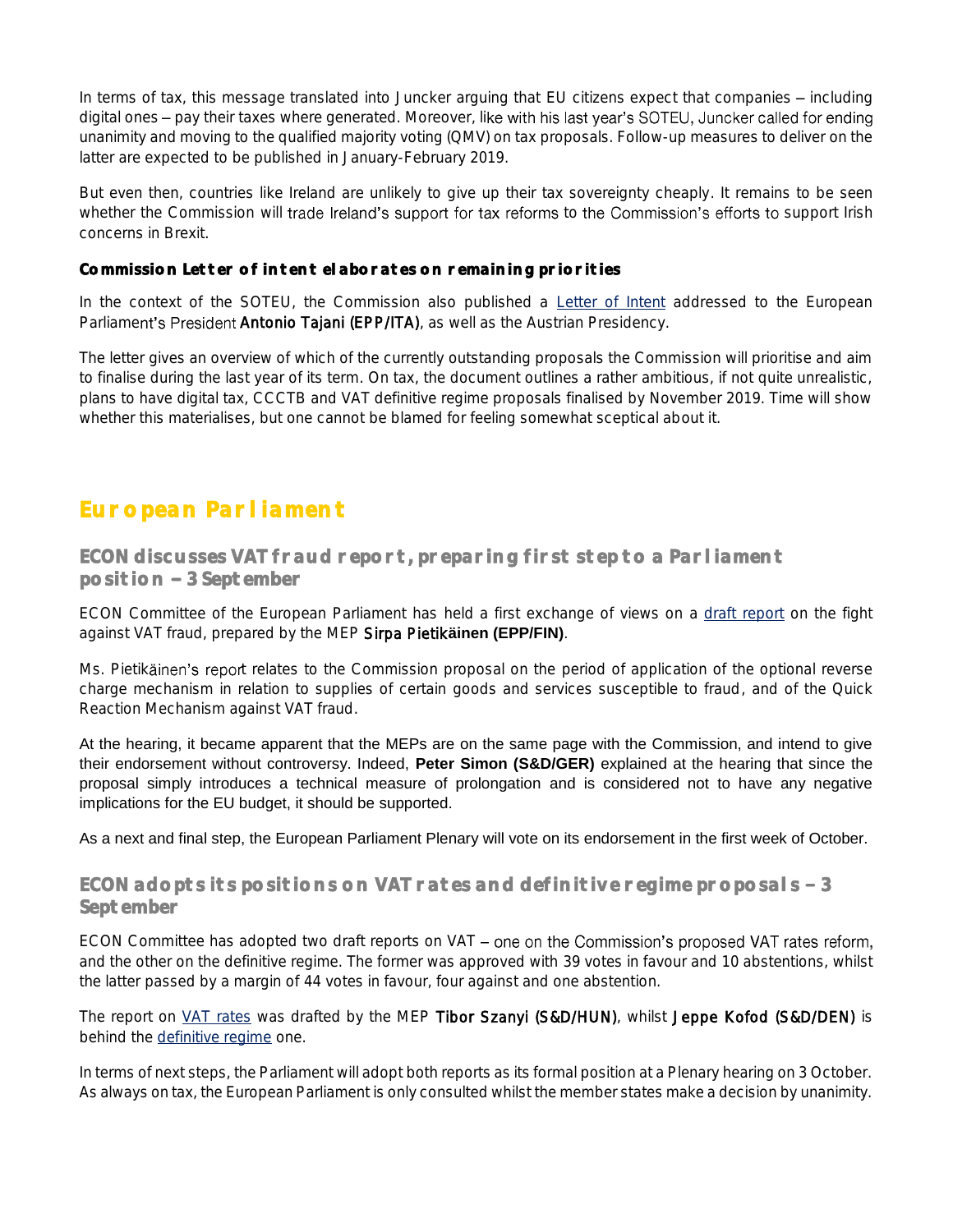In terms of tax, this message translated into Juncker arguing that EU citizens expect that companies – including digital ones – pay their taxes where generated. Moreover, like with his last year's SOTEU, Juncker called for ending unanimity and moving to the qualified majority voting (QMV) on tax proposals. Follow-up measures to deliver on the latter are expected to be published in January-February 2019.

But even then, countries like Ireland are unlikely to give up their tax sovereignty cheaply. It remains to be seen whether the Commission will trade Ireland's support for tax reforms to the Commission's efforts to support Irish concerns in Brexit.

### Commission Letter of intent elaborates on remaining priorities

In the context of the SOTEU, the Commission also published a Letter of Intent addressed to the European Parliament's President **Antonio Tajani (EPP/ITA)**, as well as the Austrian Presidency.

The letter gives an overview of which of the currently outstanding proposals the Commission will prioritise and aim to finalise during the last year of its term. On tax, the document outlines a rather ambitious, if not quite unrealistic, plans to have digital tax, CCCTB and VAT definitive regime proposals finalised by November 2019. Time will show whether this materialises, but one cannot be blamed for feeling somewhat sceptical about it.

## European Parliament

### ECON discusses VAT fraud report, preparing first step to a Parliament position – 3 September

ECON Committee of the European Parliament has held a first exchange of views on a draft report on the fight against VAT fraud, prepared by the MEP **Sirpa Pietikäinen (EPP/FIN)**.

Ms. Pietikäinen's report relates to the Commission proposal on the period of application of the optional reverse charge mechanism in relation to supplies of certain goods and services susceptible to fraud, and of the Quick Reaction Mechanism against VAT fraud.

At the hearing, it became apparent that the MEPs are on the same page with the Commission, and intend to give their endorsement without controversy. Indeed, **Peter Simon (S&D/GER)** explained at the hearing that since the proposal simply introduces a technical measure of prolongation and is considered not to have any negative implications for the EU budget, it should be supported.

As a next and final step, the European Parliament Plenary will vote on its endorsement in the first week of October.

### ECON adopts its positions on VAT rates and definitive regime proposals – 3 September

ECON Committee has adopted two draft reports on VAT – one on the Commission's proposed VAT rates reform, and the other on the definitive regime. The former was approved with 39 votes in favour and 10 abstentions, whilst the latter passed by a margin of 44 votes in favour, four against and one abstention.

The report on VAT rates was drafted by the MEP **Tibor Szanyi (S&D/HUN)**, whilst **Jeppe Kofod (S&D/DEN)** is behind the definitive regime one.

In terms of next steps, the Parliament will adopt both reports as its formal position at a Plenary hearing on 3 October. As always on tax, the European Parliament is only consulted whilst the member states make a decision by unanimity.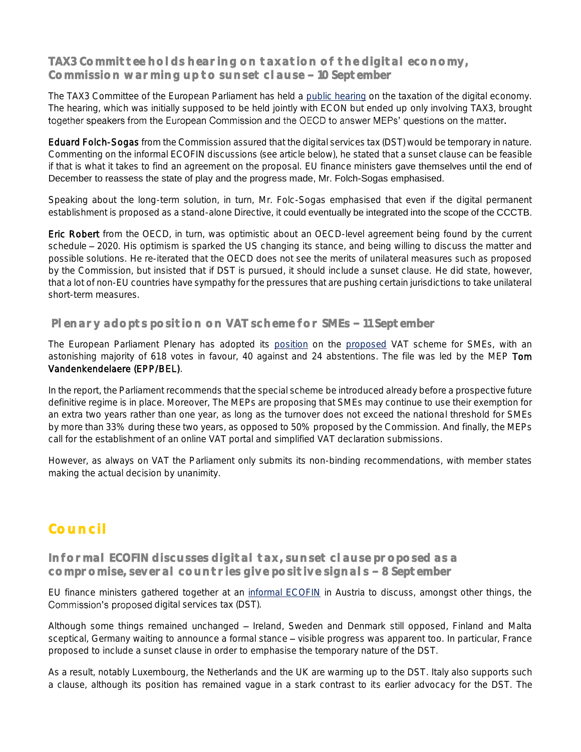### TAX3 Committee holds hearing on taxation of the digital economy, Commission warming up to sunset clause – 10 September

The TAX3 Committee of the European Parliament has held a public hearing on the taxation of the digital economy. The hearing, which was initially supposed to be held jointly with ECON but ended up only involving TAX3, brought together speakers from the European Commission and the OECD to answer MEPs' questions on the matter.

**Eduard Folch-Sogas** from the Commission assured that the digital services tax (DST) would be temporary in nature. Commenting on the informal ECOFIN discussions (see article below), he stated that a sunset clause can be feasible if that is what it takes to find an agreement on the proposal. EU finance ministers gave themselves until the end of December to reassess the state of play and the progress made, Mr. Folch-Sogas emphasised.

Speaking about the long-term solution, in turn, Mr. Folc-Sogas emphasised that even if the digital permanent establishment is proposed as a stand-alone Directive, it could eventually be integrated into the scope of the CCCTB.

**Eric Robert** from the OECD, in turn, was optimistic about an OECD-level agreement being found by the current schedule – 2020. His optimism is sparked the US changing its stance, and being willing to discuss the matter and possible solutions. He re-iterated that the OECD does not see the merits of unilateral measures such as proposed by the Commission, but insisted that if DST is pursued, it should include a sunset clause. He did state, however, that a lot of non-EU countries have sympathy for the pressures that are pushing certain jurisdictions to take unilateral short-term measures.

### Plenary adopts position on VAT scheme for SMEs – 11 September

The European Parliament Plenary has adopted its position on the proposed VAT scheme for SMEs, with an astonishing majority of 618 votes in favour, 40 against and 24 abstentions. The file was led by the MEP **Tom Vandenkendelaere (EPP/BEL)**.

In the report, the Parliament recommends that the special scheme be introduced already before a prospective future definitive regime is in place. Moreover, The MEPs are proposing that SMEs may continue to use their exemption for an extra two years rather than one year, as long as the turnover does not exceed the national threshold for SMEs by more than 33% during these two years, as opposed to 50% proposed by the Commission. And finally, the MEPs call for the establishment of an online VAT portal and simplified VAT declaration submissions.

However, as always on VAT the Parliament only submits its non-binding recommendations, with member states making the actual decision by unanimity.

## Council

### Informal ECOFIN discusses digital tax, sunset clause proposed as a compromise, several countries give positive signals – 8 September

EU finance ministers gathered together at an informal ECOFIN in Austria to discuss, amongst other things, the Commission's proposed digital services tax (DST).

Although some things remained unchanged – Ireland, Sweden and Denmark still opposed, Finland and Malta sceptical, Germany waiting to announce a formal stance – visible progress was apparent too. In particular, France proposed to include a sunset clause in order to emphasise the temporary nature of the DST.

As a result, notably Luxembourg, the Netherlands and the UK are warming up to the DST. Italy also supports such a clause, although its position has remained vague in a stark contrast to its earlier advocacy for the DST. The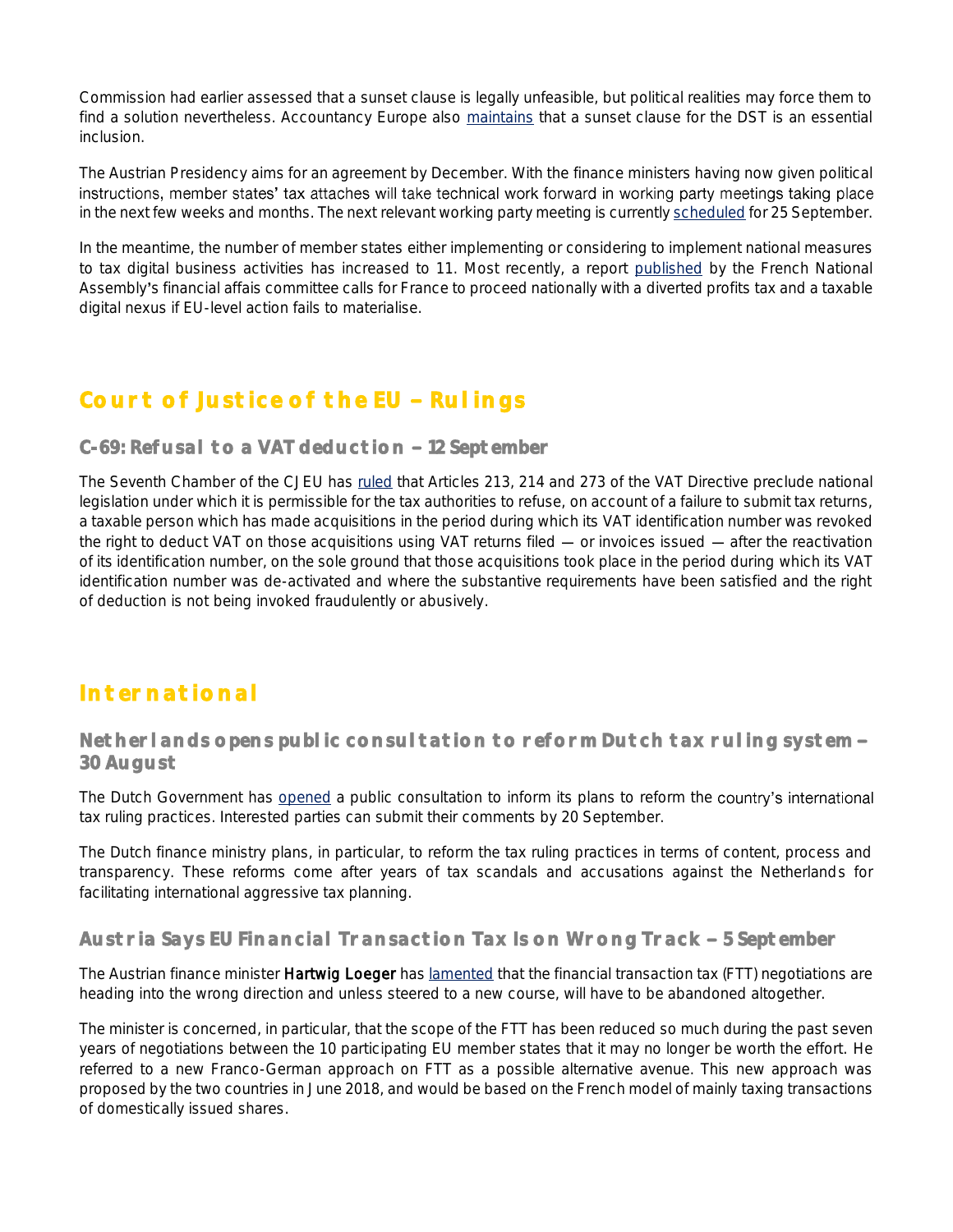Commission had earlier assessed that a sunset clause is legally unfeasible, but political realities may force them to find a solution nevertheless. Accountancy Europe also maintains that a sunset clause for the DST is an essential inclusion.

The Austrian Presidency aims for an agreement by December. With the finance ministers having now given political instructions, member states' tax attaches will take technical work forward in working party meetings taking place in the next few weeks and months. The next relevant working party meeting is currently scheduled for 25 September.

In the meantime, the number of member states either implementing or considering to implement national measures to tax digital business activities has increased to 11. Most recently, a report published by the French National Assembly's financial affais committee calls for France to proceed nationally with a diverted profits tax and a taxable digital nexus if EU-level action fails to materialise.

## Court of Justice of the EU – Rulings

### C-69: Refusal to a VAT deduction – 12 September

The Seventh Chamber of the CJEU has ruled that Articles 213, 214 and 273 of the VAT Directive preclude national legislation under which it is permissible for the tax authorities to refuse, on account of a failure to submit tax returns, a taxable person which has made acquisitions in the period during which its VAT identification number was revoked the right to deduct VAT on those acquisitions using VAT returns filed — or invoices issued — after the reactivation of its identification number, on the sole ground that those acquisitions took place in the period during which its VAT identification number was de-activated and where the substantive requirements have been satisfied and the right of deduction is not being invoked fraudulently or abusively.

## International

### Netherlands opens public consultation to reform Dutch tax ruling system – 30 August

The Dutch Government has opened a public consultation to inform its plans to reform the country's international tax ruling practices. Interested parties can submit their comments by 20 September.

The Dutch finance ministry plans, in particular, to reform the tax ruling practices in terms of content, process and transparency. These reforms come after years of tax scandals and accusations against the Netherlands for facilitating international aggressive tax planning.

### Austria Says EU Financial Transaction Tax Is on Wrong Track – 5 September

The Austrian finance minister **Hartwig Loeger** has lamented that the financial transaction tax (FTT) negotiations are heading into the wrong direction and unless steered to a new course, will have to be abandoned altogether.

The minister is concerned, in particular, that the scope of the FTT has been reduced so much during the past seven years of negotiations between the 10 participating EU member states that it may no longer be worth the effort. He referred to a new Franco-German approach on FTT as a possible alternative avenue. This new approach was proposed by the two countries in June 2018, and would be based on the French model of mainly taxing transactions of domestically issued shares.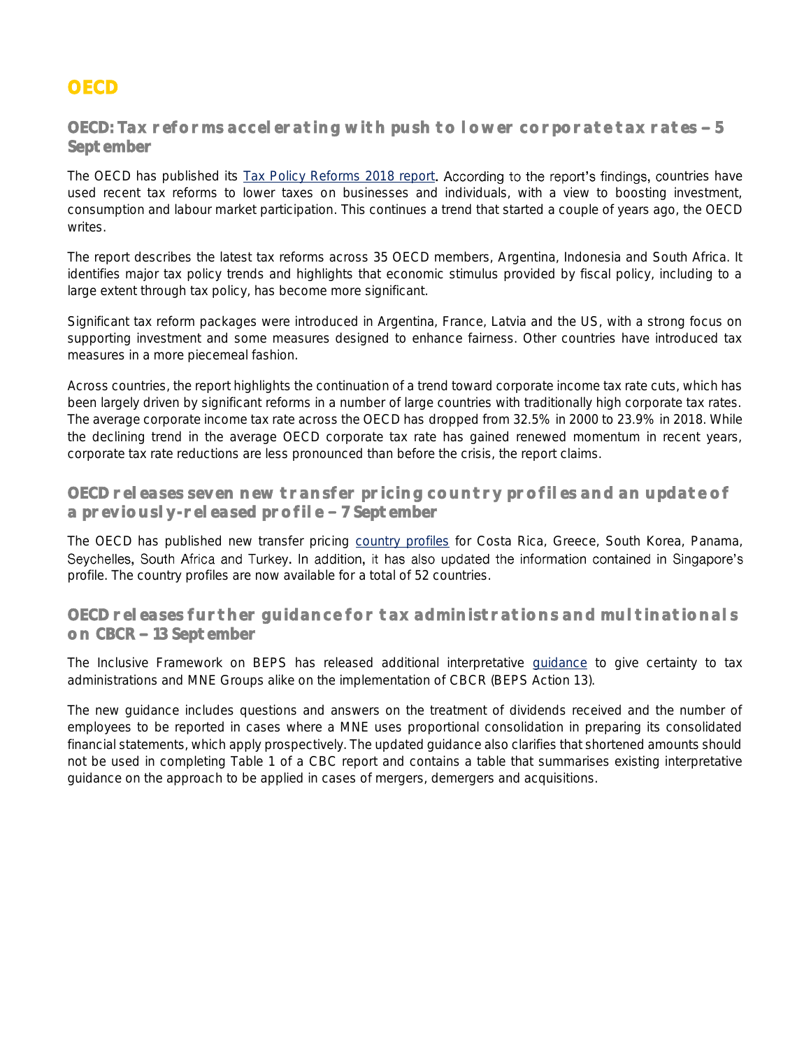# OECD

## OECD: Tax reforms accelerating with push to lower corporate tax rates – 5 September

The OECD has published its [Tax Policy Reforms 2018 report](). According to the report's findings, countries have used recent tax reforms to lower taxes on businesses and individuals, with a view to boosting investment, consumption and labour market participation. This continues a trend that started a couple of years ago, the OECD writes.

The report describes the latest tax reforms across 35 OECD members, Argentina, Indonesia and South Africa. It identifies major tax policy trends and highlights that economic stimulus provided by fiscal policy, including to a large extent through tax policy, has become more significant.

Significant tax reform packages were introduced in Argentina, France, Latvia and the US, with a strong focus on supporting investment and some measures designed to enhance fairness. Other countries have introduced tax measures in a more piecemeal fashion.

Across countries, the report highlights the continuation of a trend toward corporate income tax rate cuts, which has been largely driven by significant reforms in a number of large countries with traditionally high corporate tax rates. The average corporate income tax rate across the OECD has dropped from 32.5% in 2000 to 23.9% in 2018. While the declining trend in the average OECD corporate tax rate has gained renewed momentum in recent years, corporate tax rate reductions are less pronounced than before the crisis, the report claims.

## OECD releases seven new transfer pricing country profiles and an update of a previously-released profile – 7 September

The OECD has published new transfer pricing [country profiles]() for Costa Rica, Greece, South Korea, Panama, Seychelles, South Africa and Turkey. In addition, it has also updated the information contained in Singapore's profile. The country profiles are now available for a total of 52 countries.

## OECD releases further guidance for tax administrations and multinationals on CBCR – 13 September

The Inclusive Framework on BEPS has released additional interpretative [guidance]() to give certainty to tax administrations and MNE Groups alike on the implementation of CBCR (BEPS Action 13).

The new guidance includes questions and answers on the treatment of dividends received and the number of employees to be reported in cases where a MNE uses proportional consolidation in preparing its consolidated financial statements, which apply prospectively. The updated guidance also clarifies that shortened amounts should not be used in completing Table 1 of a CBC report and contains a table that summarises existing interpretative guidance on the approach to be applied in cases of mergers, demergers and acquisitions.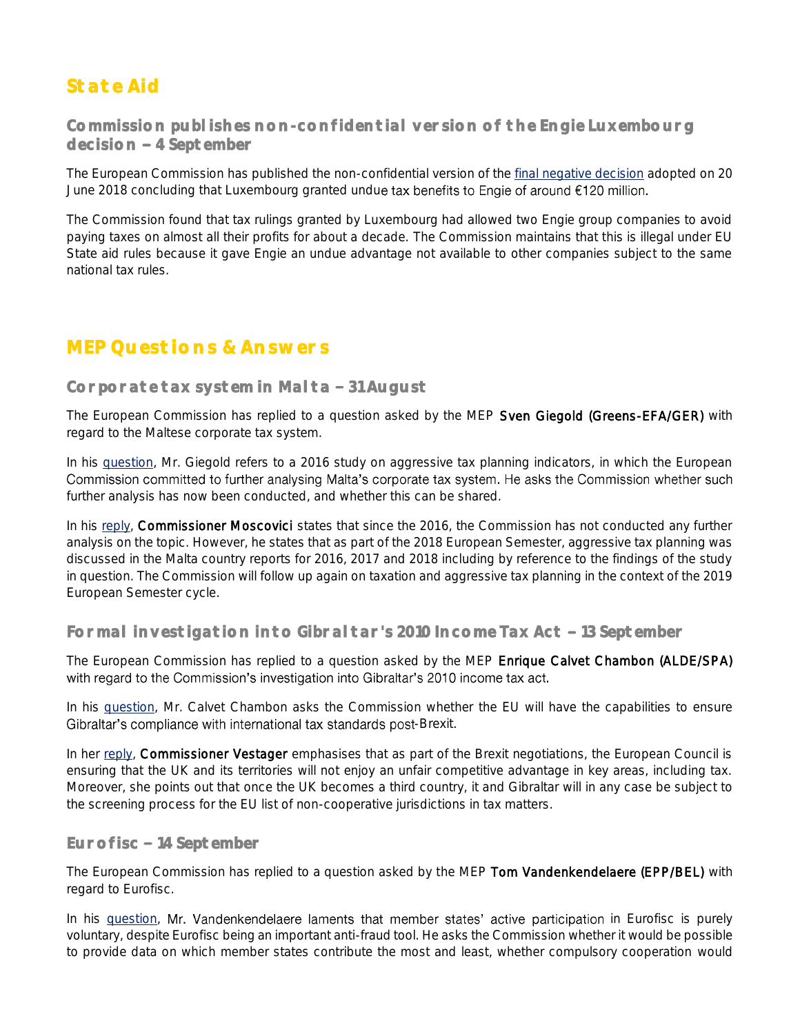## State Aid

### Commission publishes non-confidential version of the Engie Luxembourg decision – 4 September

The European Commission has published the non-confidential version of the final negative decision adopted on 20 June 2018 concluding that Luxembourg granted undue tax benefits to Engie of around €120 million.

The Commission found that tax rulings granted by Luxembourg had allowed two Engie group companies to avoid paying taxes on almost all their profits for about a decade. The Commission maintains that this is illegal under EU State aid rules because it gave Engie an undue advantage not available to other companies subject to the same national tax rules.

## MEP Questions & Answers

### Corporate tax system in Malta – 31 August

The European Commission has replied to a question asked by the MEP **Sven Giegold (Greens-EFA/GER)** with regard to the Maltese corporate tax system.

In his question, Mr. Giegold refers to a 2016 study on aggressive tax planning indicators, in which the European Commission committed to further analysing Malta's corporate tax system. He asks the Commission whether such further analysis has now been conducted, and whether this can be shared.

In his reply, **Commissioner Moscovici** states that since the 2016, the Commission has not conducted any further analysis on the topic. However, he states that as part of the 2018 European Semester, aggressive tax planning was discussed in the Malta country reports for 2016, 2017 and 2018 including by reference to the findings of the study in question. The Commission will follow up again on taxation and aggressive tax planning in the context of the 2019 European Semester cycle.

### Formal investigation into Gibraltar's 2010 Income Tax Act – 13 September

The European Commission has replied to a question asked by the MEP **Enrique Calvet Chambon (ALDE/SPA)** with regard to the Commission's investigation into Gibraltar's 2010 income tax act.

In his question, Mr. Calvet Chambon asks the Commission whether the EU will have the capabilities to ensure Gibraltar's compliance with international tax standards post-Brexit.

In her reply, **Commissioner Vestager** emphasises that as part of the Brexit negotiations, the European Council is ensuring that the UK and its territories will not enjoy an unfair competitive advantage in key areas, including tax. Moreover, she points out that once the UK becomes a third country, it and Gibraltar will in any case be subject to the screening process for the EU list of non-cooperative jurisdictions in tax matters.

### Eurofisc – 14 September

The European Commission has replied to a question asked by the MEP **Tom Vandenkendelaere (EPP/BEL)** with regard to Eurofisc.

In his question, Mr. Vandenkendelaere laments that member states' active participation in Eurofisc is purely voluntary, despite Eurofisc being an important anti-fraud tool. He asks the Commission whether it would be possible to provide data on which member states contribute the most and least, whether compulsory cooperation would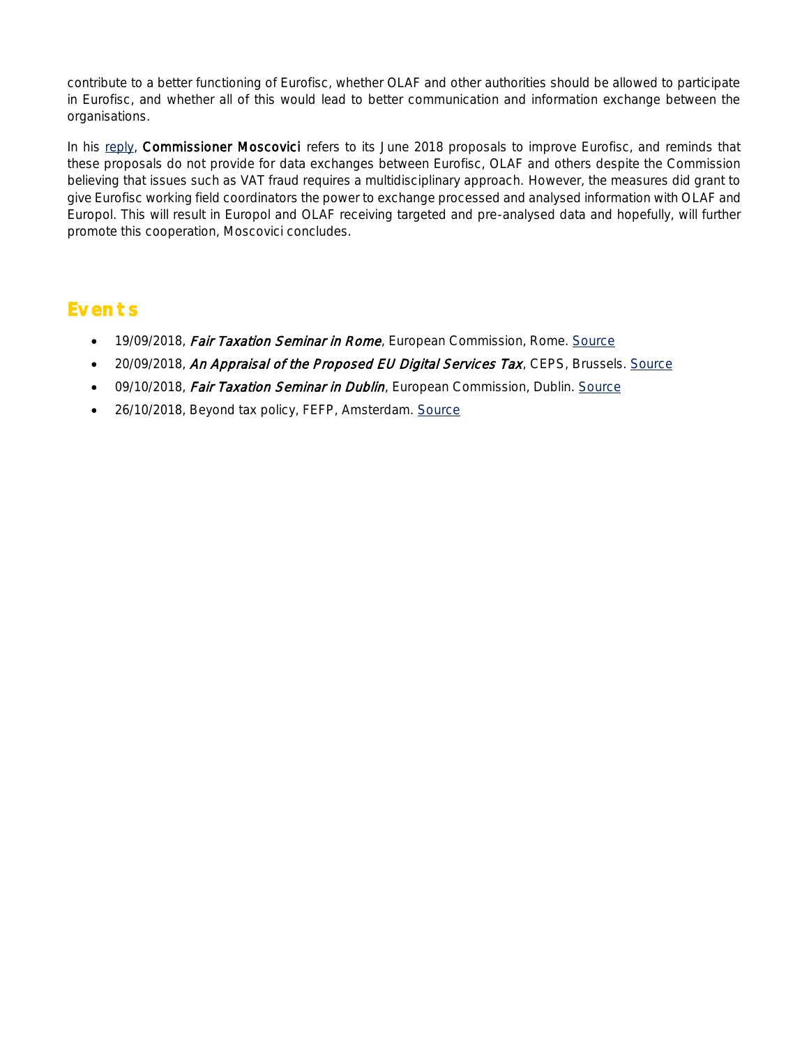contribute to a better functioning of Eurofisc, whether OLAF and other authorities should be allowed to participate in Eurofisc, and whether all of this would lead to better communication and information exchange between the organisations.

In his [reply](), **Commissioner Moscovici** refers to its June 2018 proposals to improve Eurofisc, and reminds that these proposals do not provide for data exchanges between Eurofisc, OLAF and others despite the Commission believing that issues such as VAT fraud requires a multidisciplinary approach. However, the measures did grant to give Eurofisc working field coordinators the power to exchange processed and analysed information with OLAF and Europol. This will result in Europol and OLAF receiving targeted and pre-analysed data and hopefully, will further promote this cooperation, Moscovici concludes.

## Events

- 19/09/2018, *Fair Taxation Seminar in Rome*, European Commission, Rome. [Source]()
- 20/09/2018, *An Appraisal of the Proposed EU Digital Services Tax*, CEPS, Brussels. [Source]()
- 09/10/2018, *Fair Taxation Seminar in Dublin*, European Commission, Dublin. [Source]()
- 26/10/2018, Beyond tax policy, FEFP, Amsterdam. [Source]()